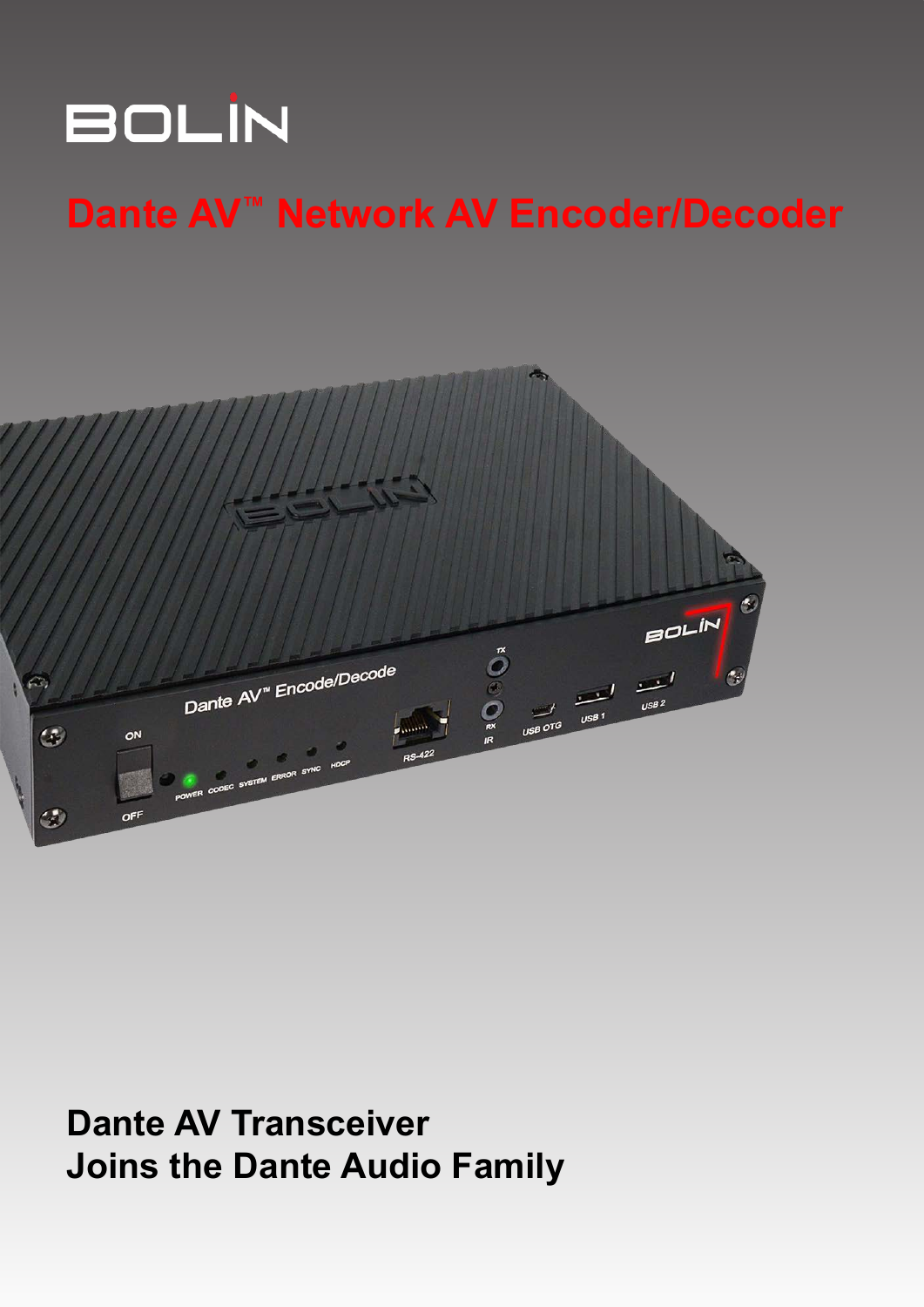BOLIN

# Dante AV™ Network AV Encoder/Decoder

## Dante AV Transceiver
## Joins the Dante Audio Family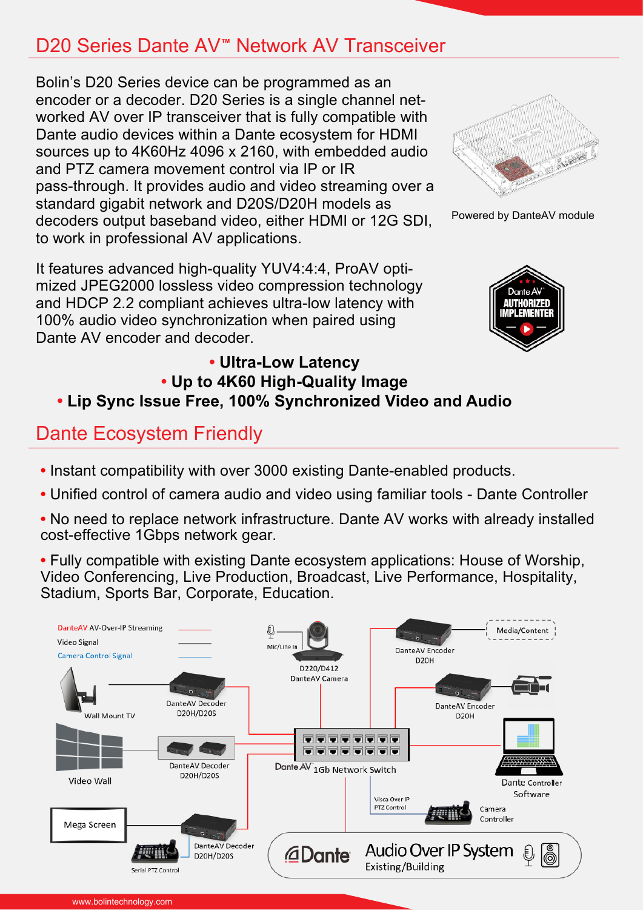# D20 Series Dante AV™ Network AV Transceiver

Bolin's D20 Series device can be programmed as an encoder or a decoder. D20 Series is a single channel networked AV over IP transceiver that is fully compatible with Dante audio devices within a Dante ecosystem for HDMI sources up to 4K60Hz 4096 x 2160, with embedded audio and PTZ camera movement control via IP or IR pass-through. It provides audio and video streaming over a standard gigabit network and D20S/D20H models as decoders output baseband video, either HDMI or 12G SDI, to work in professional AV applications.

Powered by DanteAV module

It features advanced high-quality YUV4:4:4, ProAV optimized JPEG2000 lossless video compression technology and HDCP 2.2 compliant achieves ultra-low latency with 100% audio video synchronization when paired using Dante AV encoder and decoder.

Dante AV AUTHORIZED IMPLEMENTER

- **Ultra-Low Latency**
- **Up to 4K60 High-Quality Image**
- **Lip Sync Issue Free, 100% Synchronized Video and Audio**

## Dante Ecosystem Friendly

- Instant compatibility with over 3000 existing Dante-enabled products.
- Unified control of camera audio and video using familiar tools - Dante Controller
- No need to replace network infrastructure. Dante AV works with already installed cost-effective 1Gbps network gear.
- Fully compatible with existing Dante ecosystem applications: House of Worship, Video Conferencing, Live Production, Broadcast, Live Performance, Hospitality, Stadium, Sports Bar, Corporate, Education.

DanteAV AV-Over-IP Streaming
Video Signal
Camera Control Signal

Mic/Line In
D220/D412
DanteAV Camera

DanteAV Encoder
D20H

Media/Content

DanteAV Encoder
D20H

Wall Mount TV

DanteAV Decoder
D20H/D20S

Video Wall

DanteAV Decoder
D20H/D20S

DanteAV 1Gb Network Switch

Dante Controller
Software

Visca Over IP
PTZ Control

Camera
Controller

Mega Screen

DanteAV Decoder
D20H/D20S

Serial PTZ Control

Dante Audio Over IP System
Existing/Building

www.bolintechnology.com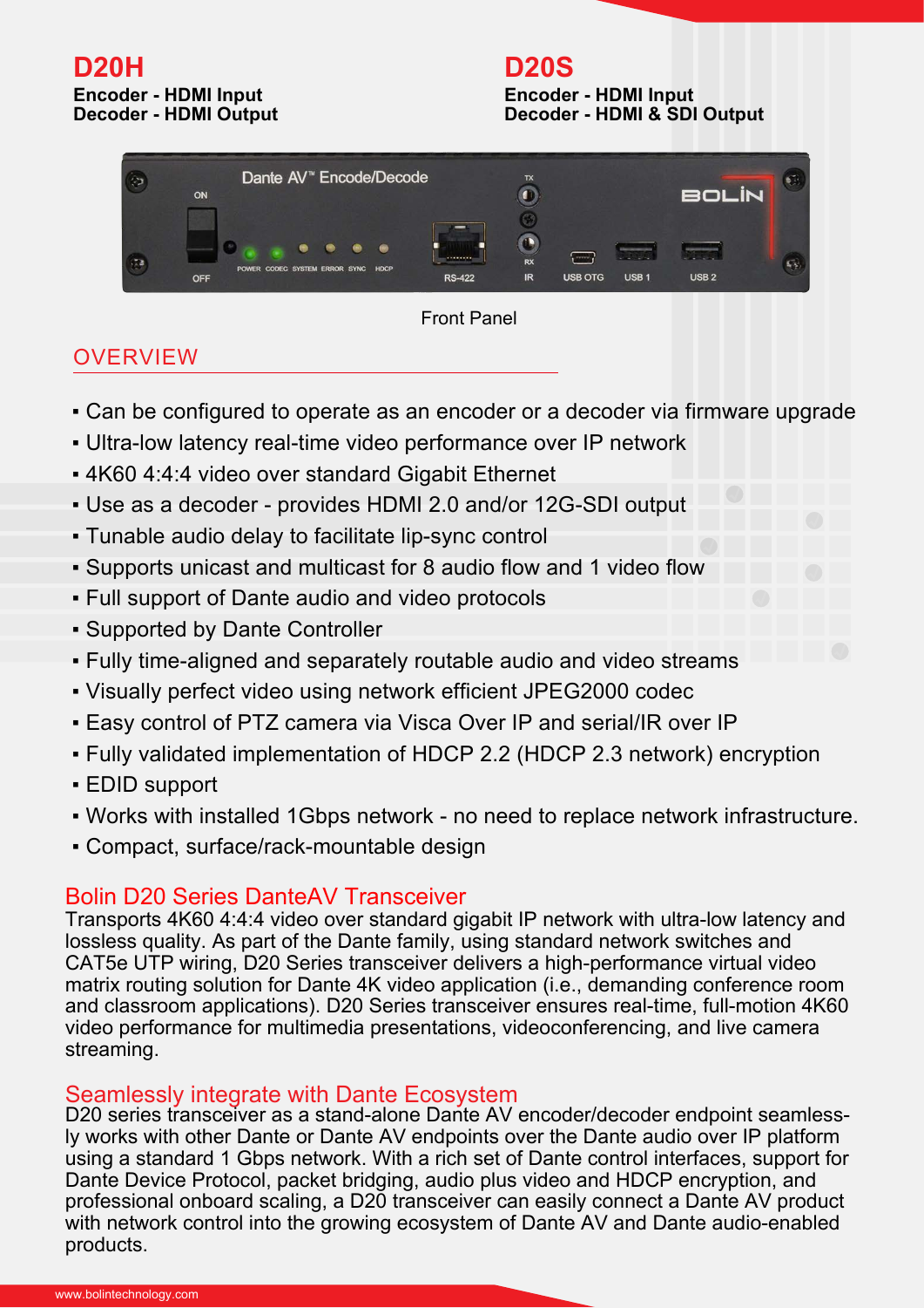## D20H

**Encoder - HDMI Input**
**Decoder - HDMI Output**

## D20S

**Encoder - HDMI Input**
**Decoder - HDMI & SDI Output**

Front Panel

## OVERVIEW

- Can be configured to operate as an encoder or a decoder via firmware upgrade
- Ultra-low latency real-time video performance over IP network
- 4K60 4:4:4 video over standard Gigabit Ethernet
- Use as a decoder - provides HDMI 2.0 and/or 12G-SDI output
- Tunable audio delay to facilitate lip-sync control
- Supports unicast and multicast for 8 audio flow and 1 video flow
- Full support of Dante audio and video protocols
- Supported by Dante Controller
- Fully time-aligned and separately routable audio and video streams
- Visually perfect video using network efficient JPEG2000 codec
- Easy control of PTZ camera via Visca Over IP and serial/IR over IP
- Fully validated implementation of HDCP 2.2 (HDCP 2.3 network) encryption
- EDID support
- Works with installed 1Gbps network - no need to replace network infrastructure.
- Compact, surface/rack-mountable design

## Bolin D20 Series DanteAV Transceiver

Transports 4K60 4:4:4 video over standard gigabit IP network with ultra-low latency and lossless quality. As part of the Dante family, using standard network switches and CAT5e UTP wiring, D20 Series transceiver delivers a high-performance virtual video matrix routing solution for Dante 4K video application (i.e., demanding conference room and classroom applications). D20 Series transceiver ensures real-time, full-motion 4K60 video performance for multimedia presentations, videoconferencing, and live camera streaming.

## Seamlessly integrate with Dante Ecosystem

D20 series transceiver as a stand-alone Dante AV encoder/decoder endpoint seamlessly works with other Dante or Dante AV endpoints over the Dante audio over IP platform using a standard 1 Gbps network. With a rich set of Dante control interfaces, support for Dante Device Protocol, packet bridging, audio plus video and HDCP encryption, and professional onboard scaling, a D20 transceiver can easily connect a Dante AV product with network control into the growing ecosystem of Dante AV and Dante audio-enabled products.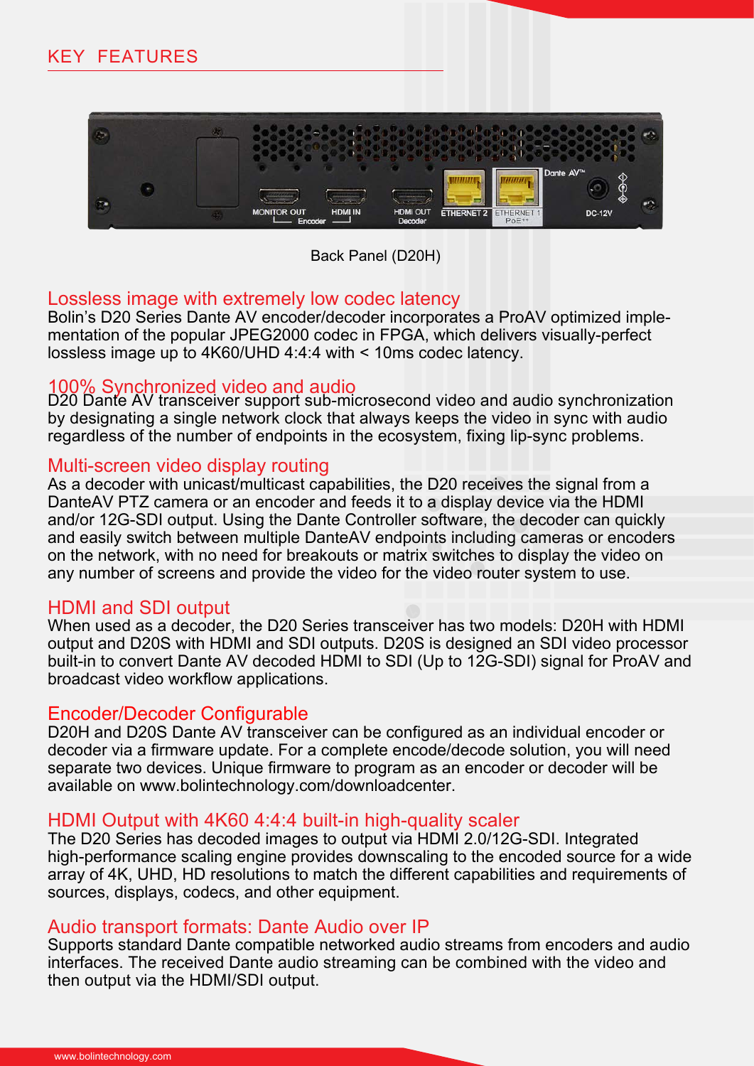## KEY FEATURES

Back Panel (D20H)

### Lossless image with extremely low codec latency

Bolin's D20 Series Dante AV encoder/decoder incorporates a ProAV optimized implementation of the popular JPEG2000 codec in FPGA, which delivers visually-perfect lossless image up to 4K60/UHD 4:4:4 with < 10ms codec latency.

### 100% Synchronized video and audio

D20 Dante AV transceiver support sub-microsecond video and audio synchronization by designating a single network clock that always keeps the video in sync with audio regardless of the number of endpoints in the ecosystem, fixing lip-sync problems.

### Multi-screen video display routing

As a decoder with unicast/multicast capabilities, the D20 receives the signal from a DanteAV PTZ camera or an encoder and feeds it to a display device via the HDMI and/or 12G-SDI output. Using the Dante Controller software, the decoder can quickly and easily switch between multiple DanteAV endpoints including cameras or encoders on the network, with no need for breakouts or matrix switches to display the video on any number of screens and provide the video for the video router system to use.

### HDMI and SDI output

When used as a decoder, the D20 Series transceiver has two models: D20H with HDMI output and D20S with HDMI and SDI outputs. D20S is designed an SDI video processor built-in to convert Dante AV decoded HDMI to SDI (Up to 12G-SDI) signal for ProAV and broadcast video workflow applications.

### Encoder/Decoder Configurable

D20H and D20S Dante AV transceiver can be configured as an individual encoder or decoder via a firmware update. For a complete encode/decode solution, you will need separate two devices. Unique firmware to program as an encoder or decoder will be available on www.bolintechnology.com/downloadcenter.

### HDMI Output with 4K60 4:4:4 built-in high-quality scaler

The D20 Series has decoded images to output via HDMI 2.0/12G-SDI. Integrated high-performance scaling engine provides downscaling to the encoded source for a wide array of 4K, UHD, HD resolutions to match the different capabilities and requirements of sources, displays, codecs, and other equipment.

### Audio transport formats: Dante Audio over IP

Supports standard Dante compatible networked audio streams from encoders and audio interfaces. The received Dante audio streaming can be combined with the video and then output via the HDMI/SDI output.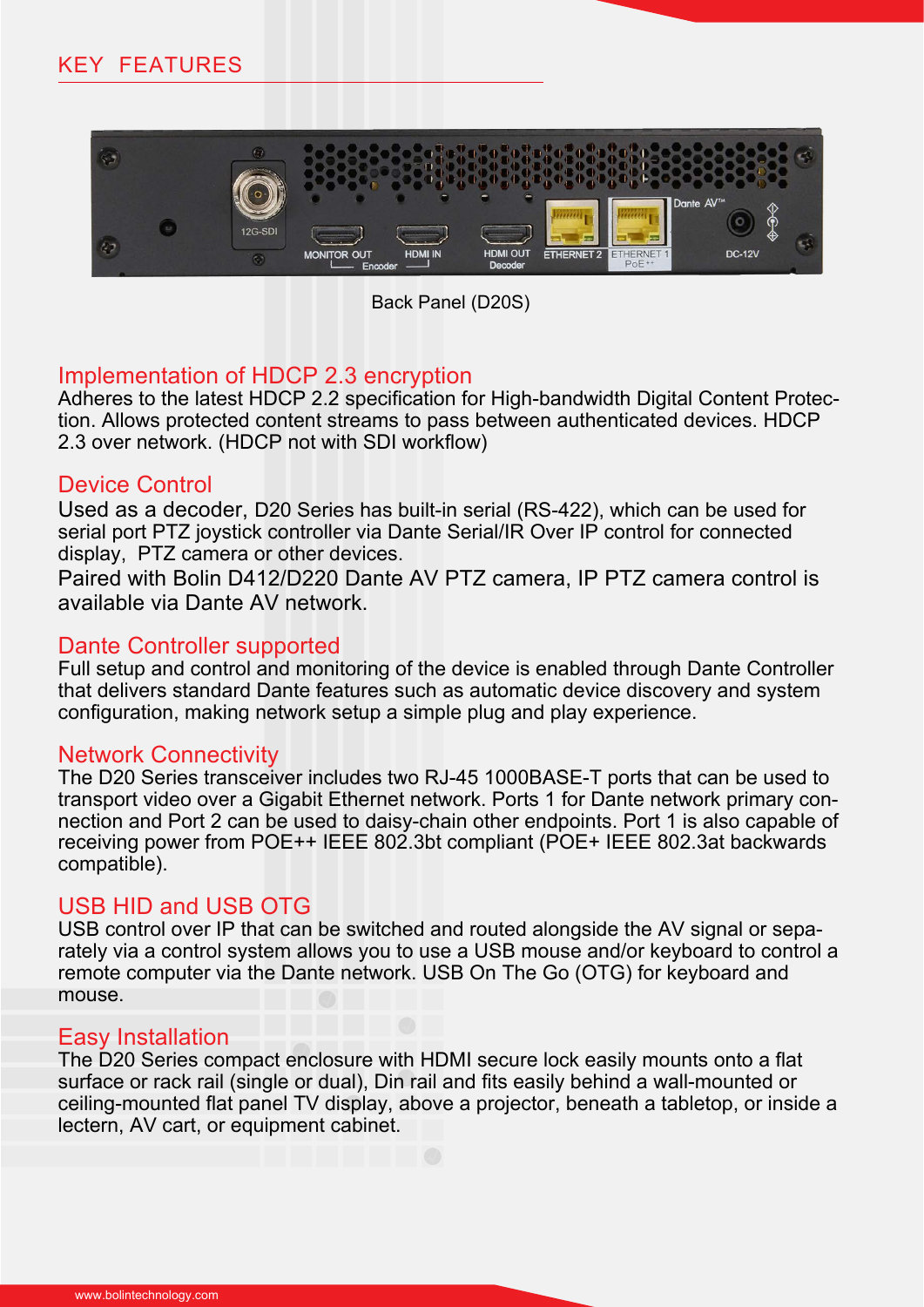## KEY FEATURES

Back Panel (D20S)

### Implementation of HDCP 2.3 encryption

Adheres to the latest HDCP 2.2 specification for High-bandwidth Digital Content Protection. Allows protected content streams to pass between authenticated devices. HDCP 2.3 over network. (HDCP not with SDI workflow)

### Device Control

Used as a decoder, D20 Series has built-in serial (RS-422), which can be used for serial port PTZ joystick controller via Dante Serial/IR Over IP control for connected display, PTZ camera or other devices.

Paired with Bolin D412/D220 Dante AV PTZ camera, IP PTZ camera control is available via Dante AV network.

### Dante Controller supported

Full setup and control and monitoring of the device is enabled through Dante Controller that delivers standard Dante features such as automatic device discovery and system configuration, making network setup a simple plug and play experience.

### Network Connectivity

The D20 Series transceiver includes two RJ-45 1000BASE-T ports that can be used to transport video over a Gigabit Ethernet network. Ports 1 for Dante network primary connection and Port 2 can be used to daisy-chain other endpoints. Port 1 is also capable of receiving power from POE++ IEEE 802.3bt compliant (POE+ IEEE 802.3at backwards compatible).

### USB HID and USB OTG

USB control over IP that can be switched and routed alongside the AV signal or separately via a control system allows you to use a USB mouse and/or keyboard to control a remote computer via the Dante network. USB On The Go (OTG) for keyboard and mouse.

### Easy Installation

The D20 Series compact enclosure with HDMI secure lock easily mounts onto a flat surface or rack rail (single or dual), Din rail and fits easily behind a wall-mounted or ceiling-mounted flat panel TV display, above a projector, beneath a tabletop, or inside a lectern, AV cart, or equipment cabinet.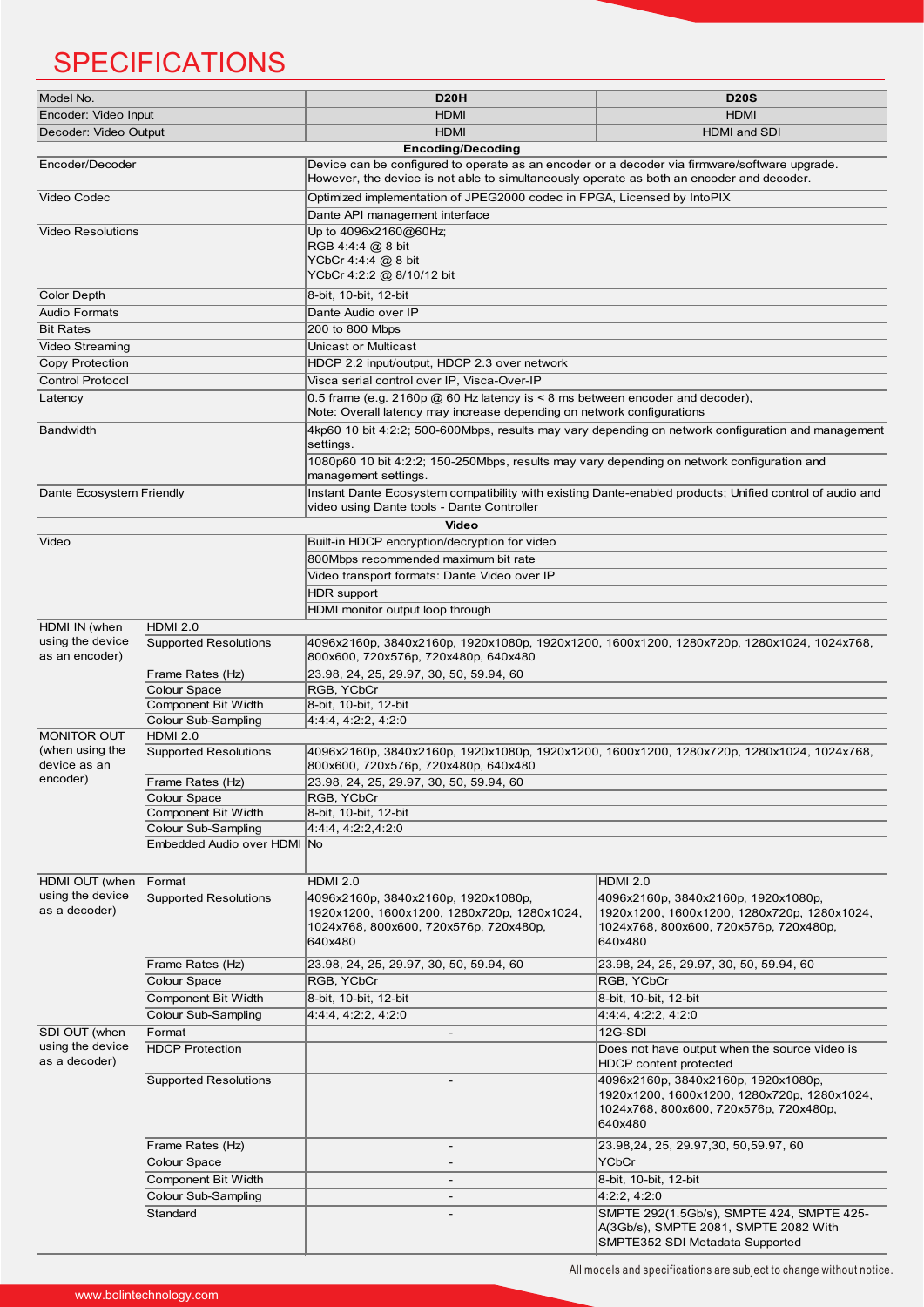# SPECIFICATIONS

| Model No. | | D20H | D20S |
|---|---|---|---|
| Encoder: Video Input | | HDMI | HDMI |
| Decoder: Video Output | | HDMI | HDMI and SDI |
| **Encoding/Decoding** | | | |
| Encoder/Decoder | | Device can be configured to operate as an encoder or a decoder via firmware/software upgrade. However, the device is not able to simultaneously operate as both an encoder and decoder. | |
| Video Codec | | Optimized implementation of JPEG2000 codec in FPGA, Licensed by IntoPIX | |
| | | Dante API management interface | |
| Video Resolutions | | Up to 4096x2160@60Hz;<br>RGB 4:4:4 @ 8 bit<br>YCbCr 4:4:4 @ 8 bit<br>YCbCr 4:2:2 @ 8/10/12 bit | |
| Color Depth | | 8-bit, 10-bit, 12-bit | |
| Audio Formats | | Dante Audio over IP | |
| Bit Rates | | 200 to 800 Mbps | |
| Video Streaming | | Unicast or Multicast | |
| Copy Protection | | HDCP 2.2 input/output, HDCP 2.3 over network | |
| Control Protocol | | Visca serial control over IP, Visca-Over-IP | |
| Latency | | 0.5 frame (e.g. 2160p @ 60 Hz latency is < 8 ms between encoder and decoder),<br>Note: Overall latency may increase depending on network configurations | |
| Bandwidth | | 4kp60 10 bit 4:2:2; 500-600Mbps, results may vary depending on network configuration and management settings. | |
| | | 1080p60 10 bit 4:2:2; 150-250Mbps, results may vary depending on network configuration and management settings. | |
| Dante Ecosystem Friendly | | Instant Dante Ecosystem compatibility with existing Dante-enabled products; Unified control of audio and video using Dante tools - Dante Controller | |
| **Video** | | | |
| Video | | Built-in HDCP encryption/decryption for video | |
| | | 800Mbps recommended maximum bit rate | |
| | | Video transport formats: Dante Video over IP | |
| | | HDR support | |
| | | HDMI monitor output loop through | |
| HDMI IN (when using the device as an encoder) | HDMI 2.0 | | |
| | Supported Resolutions | 4096x2160p, 3840x2160p, 1920x1080p, 1920x1200, 1600x1200, 1280x720p, 1280x1024, 1024x768, 800x600, 720x576p, 720x480p, 640x480 | |
| | Frame Rates (Hz) | 23.98, 24, 25, 29.97, 30, 50, 59.94, 60 | |
| | Colour Space | RGB, YCbCr | |
| | Component Bit Width | 8-bit, 10-bit, 12-bit | |
| | Colour Sub-Sampling | 4:4:4, 4:2:2, 4:2:0 | |
| MONITOR OUT (when using the device as an encoder) | HDMI 2.0 | | |
| | Supported Resolutions | 4096x2160p, 3840x2160p, 1920x1080p, 1920x1200, 1600x1200, 1280x720p, 1280x1024, 1024x768, 800x600, 720x576p, 720x480p, 640x480 | |
| | Frame Rates (Hz) | 23.98, 24, 25, 29.97, 30, 50, 59.94, 60 | |
| | Colour Space | RGB, YCbCr | |
| | Component Bit Width | 8-bit, 10-bit, 12-bit | |
| | Colour Sub-Sampling | 4:4:4, 4:2:2,4:2:0 | |
| | Embedded Audio over HDMI | No | |
| HDMI OUT (when using the device as a decoder) | Format | HDMI 2.0 | HDMI 2.0 |
| | Supported Resolutions | 4096x2160p, 3840x2160p, 1920x1080p, 1920x1200, 1600x1200, 1280x720p, 1280x1024, 1024x768, 800x600, 720x576p, 720x480p, 640x480 | 4096x2160p, 3840x2160p, 1920x1080p, 1920x1200, 1600x1200, 1280x720p, 1280x1024, 1024x768, 800x600, 720x576p, 720x480p, 640x480 |
| | Frame Rates (Hz) | 23.98, 24, 25, 29.97, 30, 50, 59.94, 60 | 23.98, 24, 25, 29.97, 30, 50, 59.94, 60 |
| | Colour Space | RGB, YCbCr | RGB, YCbCr |
| | Component Bit Width | 8-bit, 10-bit, 12-bit | 8-bit, 10-bit, 12-bit |
| | Colour Sub-Sampling | 4:4:4, 4:2:2, 4:2:0 | 4:4:4, 4:2:2, 4:2:0 |
| SDI OUT (when using the device as a decoder) | Format | - | 12G-SDI |
| | HDCP Protection | | Does not have output when the source video is HDCP content protected |
| | Supported Resolutions | - | 4096x2160p, 3840x2160p, 1920x1080p, 1920x1200, 1600x1200, 1280x720p, 1280x1024, 1024x768, 800x600, 720x576p, 720x480p, 640x480 |
| | Frame Rates (Hz) | - | 23.98,24, 25, 29.97,30, 50,59.97, 60 |
| | Colour Space | - | YCbCr |
| | Component Bit Width | - | 8-bit, 10-bit, 12-bit |
| | Colour Sub-Sampling | - | 4:2:2, 4:2:0 |
| | Standard | - | SMPTE 292(1.5Gb/s), SMPTE 424, SMPTE 425-A(3Gb/s), SMPTE 2081, SMPTE 2082 With SMPTE352 SDI Metadata Supported |

All models and specifications are subject to change without notice.

www.bolintechnology.com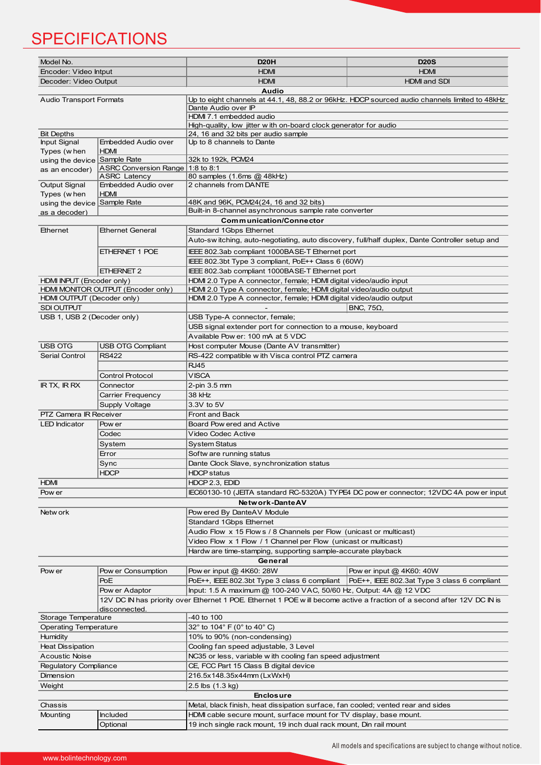# SPECIFICATIONS

| Model No. | | D20H | D20S |
|---|---|---|---|
| Encoder: Video Intput | | HDMI | HDMI |
| Decoder: Video Output | | HDMI | HDMI and SDI |
| **Audio** | | | |
| Audio Transport Formats | | Up to eight channels at 44.1, 48, 88.2 or 96kHz. HDCP sourced audio channels limited to 48kHz | |
| | | Dante Audio over IP | |
| | | HDMI 7.1 embedded audio | |
| | | High-quality, low jitter with on-board clock generator for audio | |
| Bit Depths | | 24, 16 and 32 bits per audio sample | |
| Input Signal Types (when using the device as an encoder) | Embedded Audio over HDMI | Up to 8 channels to Dante | |
| | Sample Rate | 32k to 192k, PCM24 | |
| | ASRC Conversion Range | 1:8 to 8:1 | |
| | ASRC Latency | 80 samples (1.6ms @ 48kHz) | |
| Output Signal Types (when using the device as a decoder) | Embedded Audio over HDMI | 2 channels from DANTE | |
| | Sample Rate | 48K and 96K, PCM24(24, 16 and 32 bits) | |
| | | Built-in 8-channel asynchronous sample rate converter | |
| **Communication/Connector** | | | |
| Ethernet | Ethernet General | Standard 1Gbps Ethernet | |
| | | Auto-switching, auto-negotiating, auto discovery, full/half duplex, Dante Controller setup and | |
| | ETHERNET 1 POE | IEEE 802.3ab compliant 1000BASE-T Ethernet port | |
| | | IEEE 802.3bt Type 3 compliant, PoE++ Class 6 (60W) | |
| | ETHERNET 2 | IEEE 802.3ab compliant 1000BASE-T Ethernet port | |
| HDMI INPUT (Encoder only) | | HDMI 2.0 Type A connector, female; HDMI digital video/audio input | |
| HDMI MONITOR OUTPUT (Encoder only) | | HDMI 2.0 Type A connector, female; HDMI digital video/audio output | |
| HDMI OUTPUT (Decoder only) | | HDMI 2.0 Type A connector, female; HDMI digital video/audio output | |
| SDI OUTPUT | | - | BNC, 75Ω, |
| USB 1, USB 2 (Decoder only) | | USB Type-A connector, female; | |
| | | USB signal extender port for connection to a mouse, keyboard | |
| | | Available Power: 100 mA at 5 VDC | |
| USB OTG | USB OTG Compliant | Host computer Mouse (Dante AV transmitter) | |
| Serial Control | RS422 | RS-422 compatible with Visca control PTZ camera | |
| | | RJ45 | |
| | Control Protocol | VISCA | |
| IR TX, IR RX | Connector | 2-pin 3.5 mm | |
| | Carrier Frequency | 38 kHz | |
| | Supply Voltage | 3.3V to 5V | |
| PTZ Camera IR Receiver | | Front and Back | |
| LED Indicator | Power | Board Powered and Active | |
| | Codec | Video Codec Active | |
| | System | System Status | |
| | Error | Software running status | |
| | Sync | Dante Clock Slave, synchronization status | |
| | HDCP | HDCP status | |
| HDMI | | HDCP 2.3, EDID | |
| Power | | IEC60130-10 (JEITA standard RC-5320A) TYPE4 DC power connector; 12VDC 4A power input | |
| **Network-DanteAV** | | | |
| Network | | Powered By DanteAV Module | |
| | | Standard 1Gbps Ethernet | |
| | | Audio Flow x 15 Flows / 8 Channels per Flow (unicast or multicast) | |
| | | Video Flow x 1 Flow / 1 Channel per Flow (unicast or multicast) | |
| | | Hardware time-stamping, supporting sample-accurate playback | |
| **General** | | | |
| Power | Power Consumption | Power input @ 4K60: 28W | Power input @ 4K60: 40W |
| | PoE | PoE++, IEEE 802.3bt Type 3 class 6 compliant | PoE++, IEEE 802.3at Type 3 class 6 compliant |
| | Power Adaptor | Input: 1.5 A maximum @ 100-240 VAC, 50/60 Hz, Output: 4A @ 12 VDC | |
| | 12V DC IN has priority over Ethernet 1 POE. Ethernet 1 POE will become active a fraction of a second after 12V DC IN is disconnected. | | |
| Storage Temperature | | -40 to 100 | |
| Operating Temperature | | 32° to 104° F (0° to 40° C) | |
| Humidity | | 10% to 90% (non-condensing) | |
| Heat Dissipation | | Cooling fan speed adjustable, 3 Level | |
| Acoustic Noise | | NC35 or less, variable with cooling fan speed adjustment | |
| Regulatory Compliance | | CE, FCC Part 15 Class B digital device | |
| Dimension | | 216.5x148.35x44mm (LxWxH) | |
| Weight | | 2.5 lbs (1.3 kg) | |
| **Enclosure** | | | |
| Chassis | | Metal, black finish, heat dissipation surface, fan cooled; vented rear and sides | |
| Mounting | Included | HDMI cable secure mount, surface mount for TV display, base mount. | |
| | Optional | 19 inch single rack mount, 19 inch dual rack mount, Din rail mount | |

All models and specifications are subject to change without notice.

www.bolintechnology.com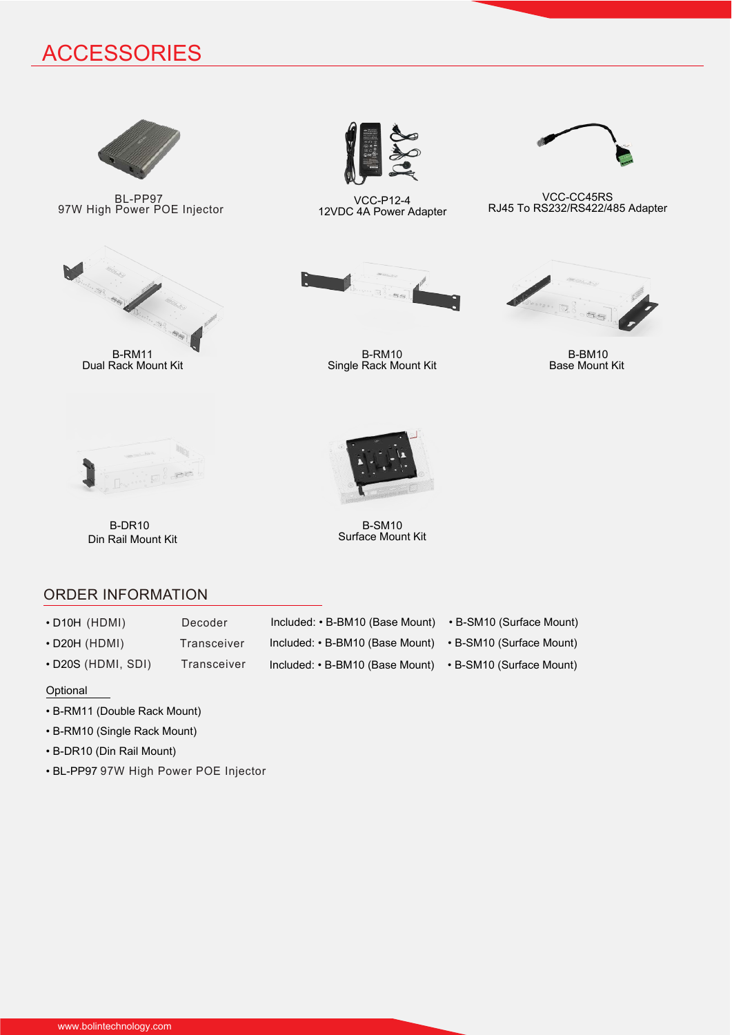# ACCESSORIES

BL-PP97
97W High Power POE Injector

VCC-P12-4
12VDC 4A Power Adapter

VCC-CC45RS
RJ45 To RS232/RS422/485 Adapter

B-RM11
Dual Rack Mount Kit

B-RM10
Single Rack Mount Kit

B-BM10
Base Mount Kit

B-DR10
Din Rail Mount Kit

B-SM10
Surface Mount Kit

## ORDER INFORMATION

| | | | |
|---|---|---|---|
| • D10H (HDMI) | Decoder | Included: • B-BM10 (Base Mount) | • B-SM10 (Surface Mount) |
| • D20H (HDMI) | Transceiver | Included: • B-BM10 (Base Mount) | • B-SM10 (Surface Mount) |
| • D20S (HDMI, SDI) | Transceiver | Included: • B-BM10 (Base Mount) | • B-SM10 (Surface Mount) |

Optional

- B-RM11 (Double Rack Mount)
- B-RM10 (Single Rack Mount)
- B-DR10 (Din Rail Mount)
- BL-PP97 97W High Power POE Injector

www.bolintechnology.com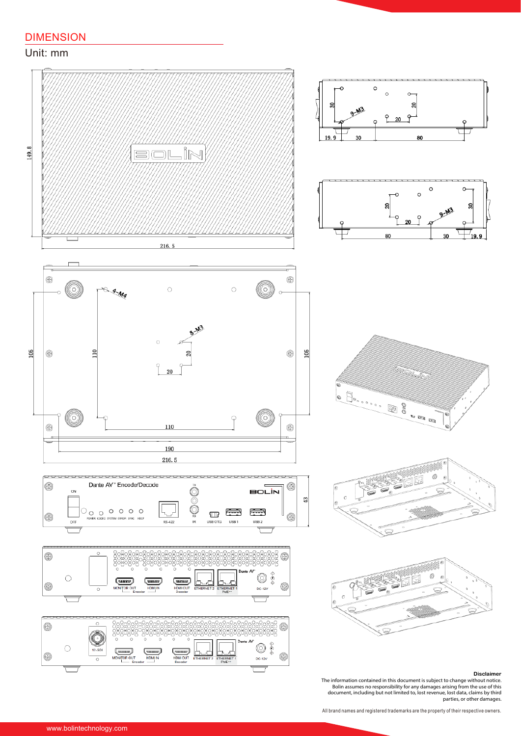## DIMENSION

Unit: mm

149.8

216.5

30

9-M3

20

20

19.9

30

80

20

30

9-M3

20

80

30

19.9

4-M4

8-M3

105

110

20

20

105

110

190

216.5

Dante AV™ Encode/Decode

ON

OFF

POWER CODEC SYSTEM ERROR SYNC HDCP

RS-422

TX

RX

IR

USB OTG

USB 1

USB 2

BOLIN

43

MONITOR OUT

HDMI IN

Encoder

HDMI OUT

Decoder

ETHERNET 2

ETHERNET 1 PoE++

Dante AV™

DC-12V

12-SDI

MONITOR OUT

HDMI IN

Encoder

HDMI OUT

Decoder

ETHERNET 2

ETHERNET 1 PoE++

Dante AV™

DC-12V

**Disclaimer**

The information contained in this document is subject to change without notice. Bolin assumes no responsibility for any damages arising from the use of this document, including but not limited to, lost revenue, lost data, claims by third parties, or other damages.

All brand names and registered trademarks are the property of their respective owners.

www.bolintechnology.com